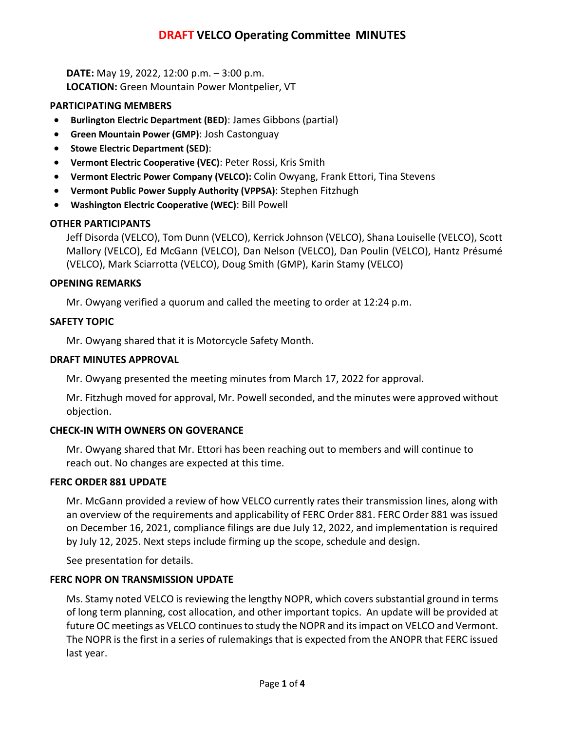# DRAFT VELCO Operating Committee MINUTES

**DATE:** May 19, 2022, 12:00 p.m. – 3:00 p.m.
**LOCATION:** Green Mountain Power Montpelier, VT

## PARTICIPATING MEMBERS

- **Burlington Electric Department (BED)**: James Gibbons (partial)
- **Green Mountain Power (GMP)**: Josh Castonguay
- **Stowe Electric Department (SED)**:
- **Vermont Electric Cooperative (VEC)**: Peter Rossi, Kris Smith
- **Vermont Electric Power Company (VELCO):** Colin Owyang, Frank Ettori, Tina Stevens
- **Vermont Public Power Supply Authority (VPPSA)**: Stephen Fitzhugh
- **Washington Electric Cooperative (WEC)**: Bill Powell

## OTHER PARTICIPANTS

Jeff Disorda (VELCO), Tom Dunn (VELCO), Kerrick Johnson (VELCO), Shana Louiselle (VELCO), Scott Mallory (VELCO), Ed McGann (VELCO), Dan Nelson (VELCO), Dan Poulin (VELCO), Hantz Présumé (VELCO), Mark Sciarrotta (VELCO), Doug Smith (GMP), Karin Stamy (VELCO)

## OPENING REMARKS

Mr. Owyang verified a quorum and called the meeting to order at 12:24 p.m.

## SAFETY TOPIC

Mr. Owyang shared that it is Motorcycle Safety Month.

## DRAFT MINUTES APPROVAL

Mr. Owyang presented the meeting minutes from March 17, 2022 for approval.

Mr. Fitzhugh moved for approval, Mr. Powell seconded, and the minutes were approved without objection.

## CHECK-IN WITH OWNERS ON GOVERANCE

Mr. Owyang shared that Mr. Ettori has been reaching out to members and will continue to reach out. No changes are expected at this time.

## FERC ORDER 881 UPDATE

Mr. McGann provided a review of how VELCO currently rates their transmission lines, along with an overview of the requirements and applicability of FERC Order 881. FERC Order 881 was issued on December 16, 2021, compliance filings are due July 12, 2022, and implementation is required by July 12, 2025. Next steps include firming up the scope, schedule and design.

See presentation for details.

## FERC NOPR ON TRANSMISSION UPDATE

Ms. Stamy noted VELCO is reviewing the lengthy NOPR, which covers substantial ground in terms of long term planning, cost allocation, and other important topics. An update will be provided at future OC meetings as VELCO continues to study the NOPR and its impact on VELCO and Vermont. The NOPR is the first in a series of rulemakings that is expected from the ANOPR that FERC issued last year.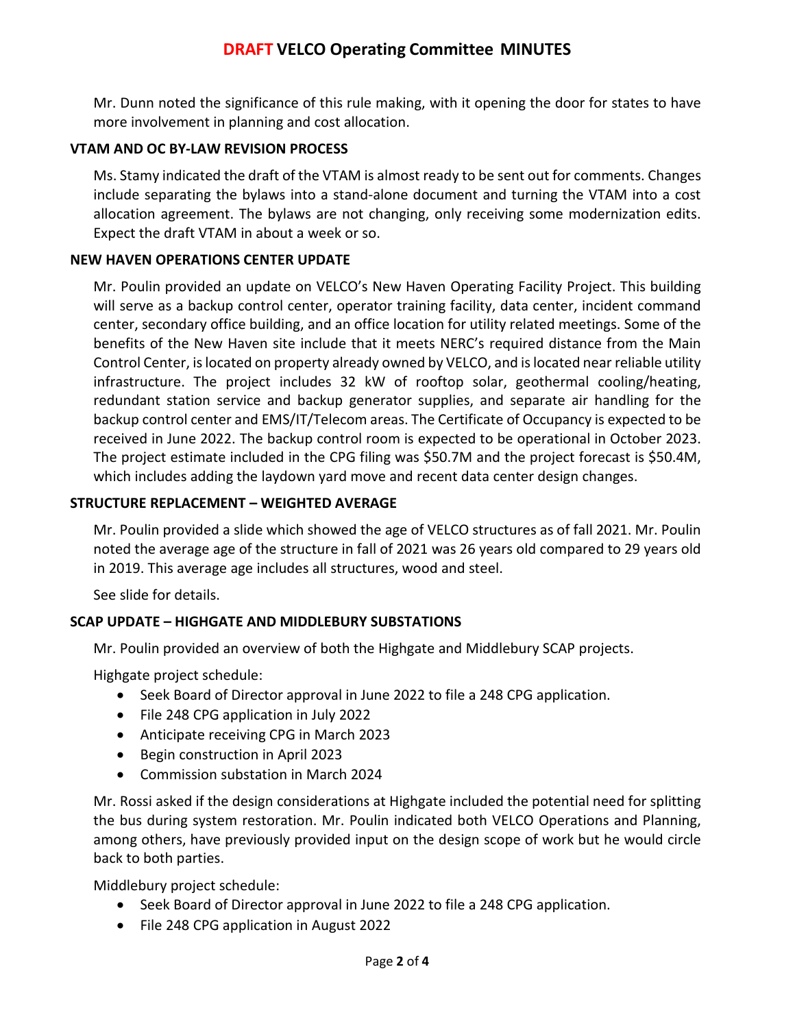Mr. Dunn noted the significance of this rule making, with it opening the door for states to have more involvement in planning and cost allocation.

**VTAM AND OC BY-LAW REVISION PROCESS**

Ms. Stamy indicated the draft of the VTAM is almost ready to be sent out for comments. Changes include separating the bylaws into a stand-alone document and turning the VTAM into a cost allocation agreement. The bylaws are not changing, only receiving some modernization edits. Expect the draft VTAM in about a week or so.

**NEW HAVEN OPERATIONS CENTER UPDATE**

Mr. Poulin provided an update on VELCO's New Haven Operating Facility Project. This building will serve as a backup control center, operator training facility, data center, incident command center, secondary office building, and an office location for utility related meetings. Some of the benefits of the New Haven site include that it meets NERC's required distance from the Main Control Center, is located on property already owned by VELCO, and is located near reliable utility infrastructure. The project includes 32 kW of rooftop solar, geothermal cooling/heating, redundant station service and backup generator supplies, and separate air handling for the backup control center and EMS/IT/Telecom areas. The Certificate of Occupancy is expected to be received in June 2022. The backup control room is expected to be operational in October 2023. The project estimate included in the CPG filing was $50.7M and the project forecast is $50.4M, which includes adding the laydown yard move and recent data center design changes.

**STRUCTURE REPLACEMENT – WEIGHTED AVERAGE**

Mr. Poulin provided a slide which showed the age of VELCO structures as of fall 2021. Mr. Poulin noted the average age of the structure in fall of 2021 was 26 years old compared to 29 years old in 2019. This average age includes all structures, wood and steel.

See slide for details.

**SCAP UPDATE – HIGHGATE AND MIDDLEBURY SUBSTATIONS**

Mr. Poulin provided an overview of both the Highgate and Middlebury SCAP projects.

Highgate project schedule:

- Seek Board of Director approval in June 2022 to file a 248 CPG application.
- File 248 CPG application in July 2022
- Anticipate receiving CPG in March 2023
- Begin construction in April 2023
- Commission substation in March 2024

Mr. Rossi asked if the design considerations at Highgate included the potential need for splitting the bus during system restoration. Mr. Poulin indicated both VELCO Operations and Planning, among others, have previously provided input on the design scope of work but he would circle back to both parties.

Middlebury project schedule:

- Seek Board of Director approval in June 2022 to file a 248 CPG application.
- File 248 CPG application in August 2022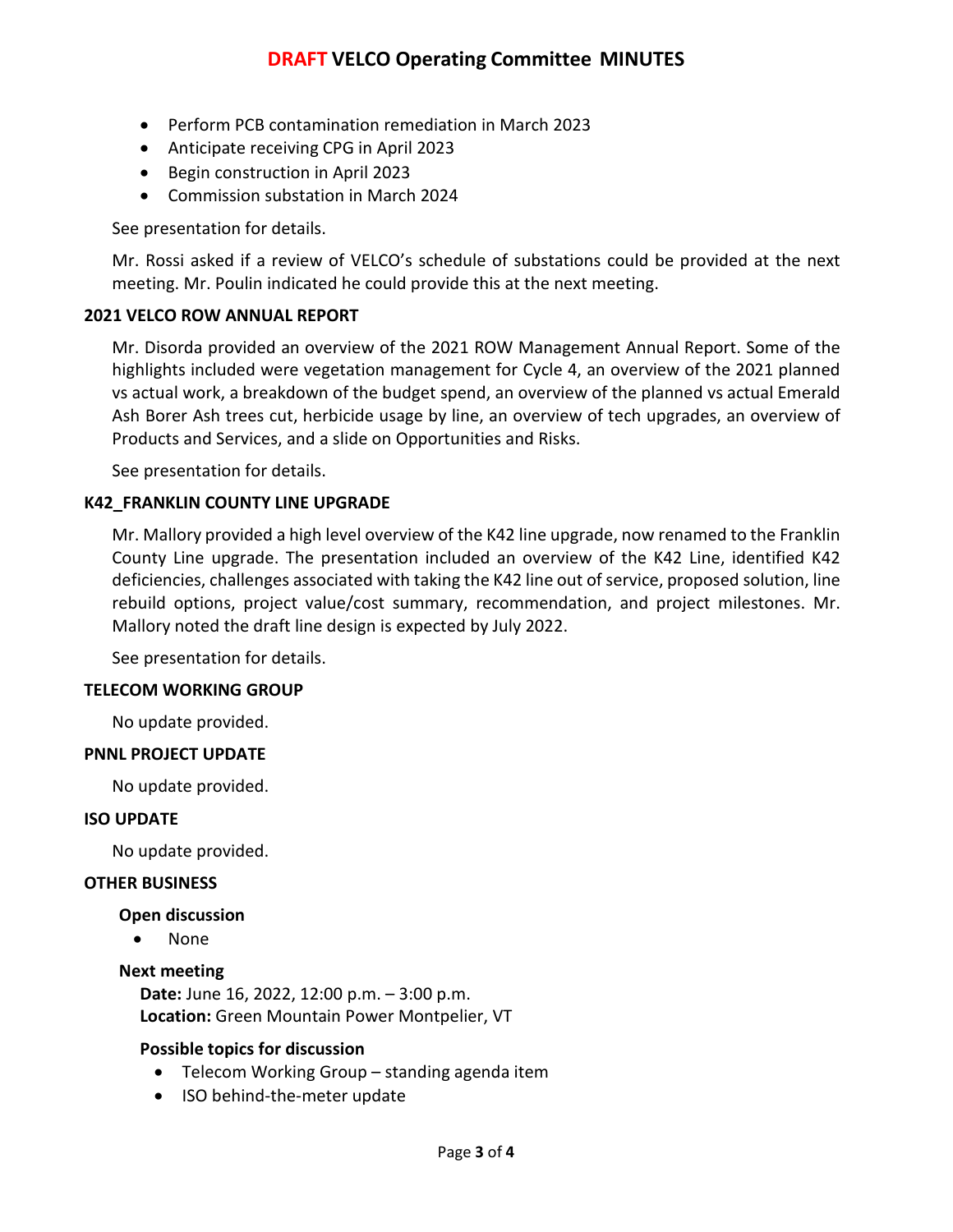- Perform PCB contamination remediation in March 2023
- Anticipate receiving CPG in April 2023
- Begin construction in April 2023
- Commission substation in March 2024

See presentation for details.

Mr. Rossi asked if a review of VELCO's schedule of substations could be provided at the next meeting. Mr. Poulin indicated he could provide this at the next meeting.

### 2021 VELCO ROW ANNUAL REPORT

Mr. Disorda provided an overview of the 2021 ROW Management Annual Report. Some of the highlights included were vegetation management for Cycle 4, an overview of the 2021 planned vs actual work, a breakdown of the budget spend, an overview of the planned vs actual Emerald Ash Borer Ash trees cut, herbicide usage by line, an overview of tech upgrades, an overview of Products and Services, and a slide on Opportunities and Risks.

See presentation for details.

### K42_FRANKLIN COUNTY LINE UPGRADE

Mr. Mallory provided a high level overview of the K42 line upgrade, now renamed to the Franklin County Line upgrade. The presentation included an overview of the K42 Line, identified K42 deficiencies, challenges associated with taking the K42 line out of service, proposed solution, line rebuild options, project value/cost summary, recommendation, and project milestones. Mr. Mallory noted the draft line design is expected by July 2022.

See presentation for details.

### TELECOM WORKING GROUP

No update provided.

### PNNL PROJECT UPDATE

No update provided.

### ISO UPDATE

No update provided.

### OTHER BUSINESS

**Open discussion**

- None

**Next meeting**

**Date:** June 16, 2022, 12:00 p.m. – 3:00 p.m.
**Location:** Green Mountain Power Montpelier, VT

**Possible topics for discussion**

- Telecom Working Group – standing agenda item
- ISO behind-the-meter update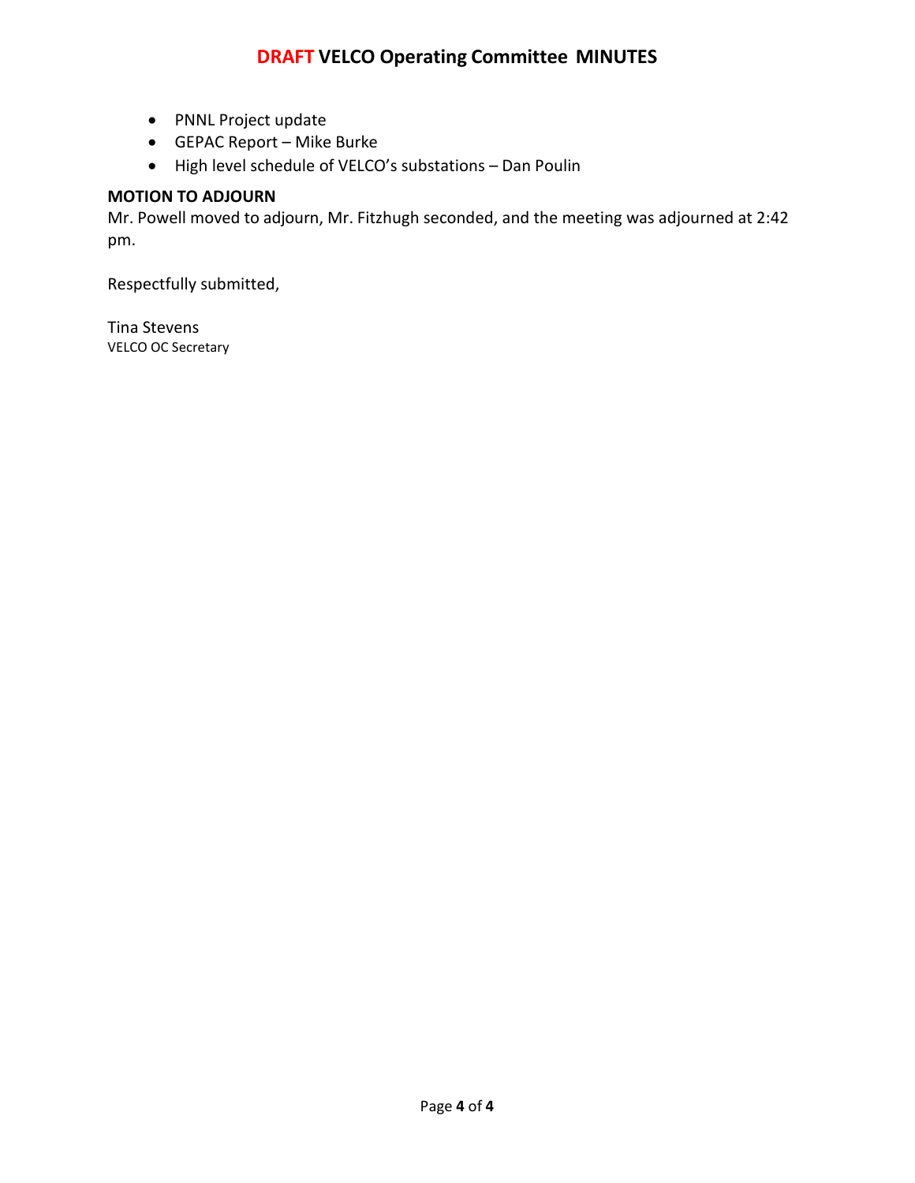- PNNL Project update
- GEPAC Report – Mike Burke
- High level schedule of VELCO's substations – Dan Poulin

**MOTION TO ADJOURN**

Mr. Powell moved to adjourn, Mr. Fitzhugh seconded, and the meeting was adjourned at 2:42 pm.

Respectfully submitted,

Tina Stevens
VELCO OC Secretary